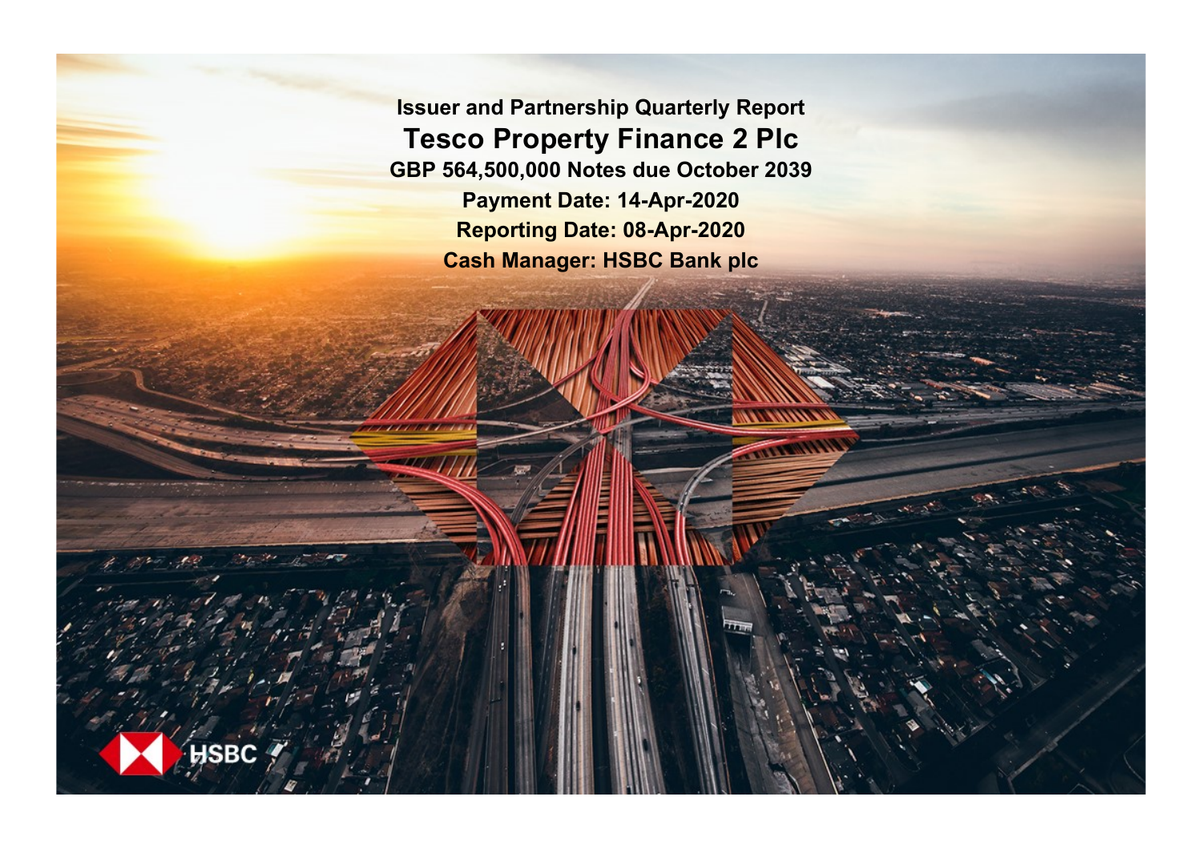# Issuer and Partnership Quarterly Report

## Tesco Property Finance 2 Plc

**GBP 564,500,000 Notes due October 2039**

**Payment Date: 14-Apr-2020**

**Reporting Date: 08-Apr-2020**

**Cash Manager: HSBC Bank plc**

HSBC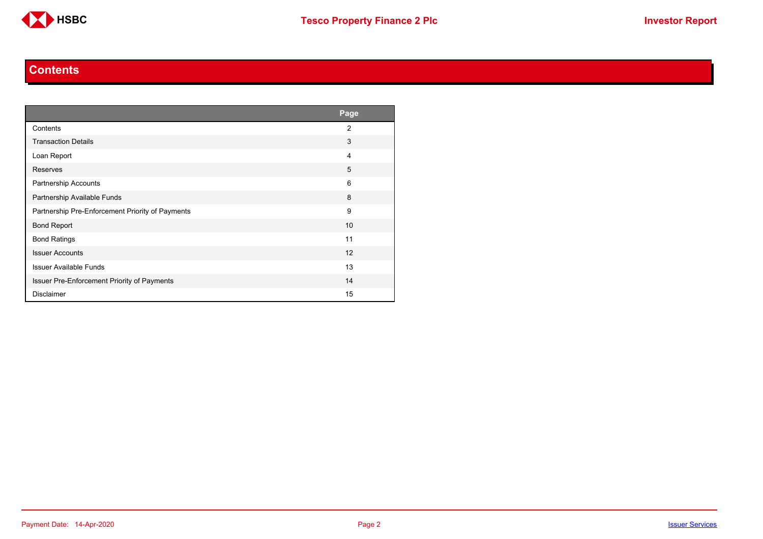# Contents

| | Page |
|---|---|
| Contents | 2 |
| Transaction Details | 3 |
| Loan Report | 4 |
| Reserves | 5 |
| Partnership Accounts | 6 |
| Partnership Available Funds | 8 |
| Partnership Pre-Enforcement Priority of Payments | 9 |
| Bond Report | 10 |
| Bond Ratings | 11 |
| Issuer Accounts | 12 |
| Issuer Available Funds | 13 |
| Issuer Pre-Enforcement Priority of Payments | 14 |
| Disclaimer | 15 |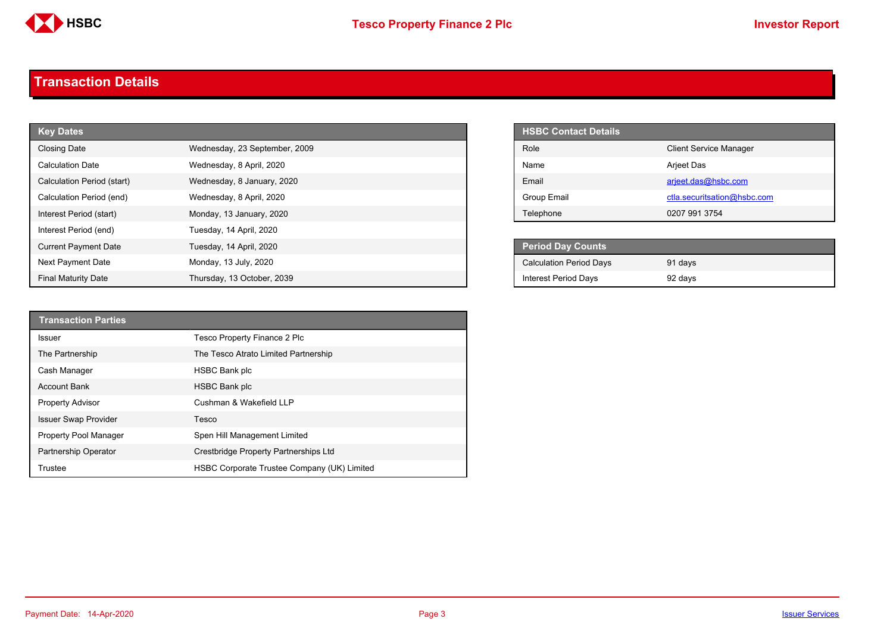# Transaction Details

| Key Dates | |
|---|---|
| Closing Date | Wednesday, 23 September, 2009 |
| Calculation Date | Wednesday, 8 April, 2020 |
| Calculation Period (start) | Wednesday, 8 January, 2020 |
| Calculation Period (end) | Wednesday, 8 April, 2020 |
| Interest Period (start) | Monday, 13 January, 2020 |
| Interest Period (end) | Tuesday, 14 April, 2020 |
| Current Payment Date | Tuesday, 14 April, 2020 |
| Next Payment Date | Monday, 13 July, 2020 |
| Final Maturity Date | Thursday, 13 October, 2039 |

| HSBC Contact Details | |
|---|---|
| Role | Client Service Manager |
| Name | Arjeet Das |
| Email | arjeet.das@hsbc.com |
| Group Email | ctla.securitsation@hsbc.com |
| Telephone | 0207 991 3754 |

| Period Day Counts | |
|---|---|
| Calculation Period Days | 91 days |
| Interest Period Days | 92 days |

| Transaction Parties | |
|---|---|
| Issuer | Tesco Property Finance 2 Plc |
| The Partnership | The Tesco Atrato Limited Partnership |
| Cash Manager | HSBC Bank plc |
| Account Bank | HSBC Bank plc |
| Property Advisor | Cushman & Wakefield LLP |
| Issuer Swap Provider | Tesco |
| Property Pool Manager | Spen Hill Management Limited |
| Partnership Operator | Crestbridge Property Partnerships Ltd |
| Trustee | HSBC Corporate Trustee Company (UK) Limited |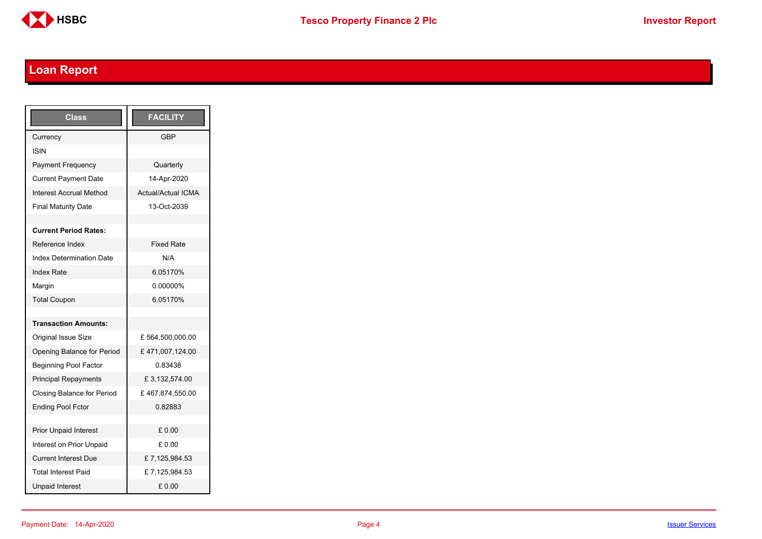## Loan Report

| Class | FACILITY |
|---|---|
| Currency | GBP |
| ISIN | |
| Payment Frequency | Quarterly |
| Current Payment Date | 14-Apr-2020 |
| Interest Accrual Method | Actual/Actual ICMA |
| Final Maturity Date | 13-Oct-2039 |
| | |
| **Current Period Rates:** | |
| Reference Index | Fixed Rate |
| Index Determination Date | N/A |
| Index Rate | 6.05170% |
| Margin | 0.00000% |
| Total Coupon | 6.05170% |
| | |
| **Transaction Amounts:** | |
| Original Issue Size | £ 564,500,000.00 |
| Opening Balance for Period | £ 471,007,124.00 |
| Beginning Pool Factor | 0.83438 |
| Principal Repayments | £ 3,132,574.00 |
| Closing Balance for Period | £ 467,874,550.00 |
| Ending Pool Fctor | 0.82883 |
| | |
| Prior Unpaid Interest | £ 0.00 |
| Interest on Prior Unpaid | £ 0.00 |
| Current Interest Due | £ 7,125,984.53 |
| Total Interest Paid | £ 7,125,984.53 |
| Unpaid Interest | £ 0.00 |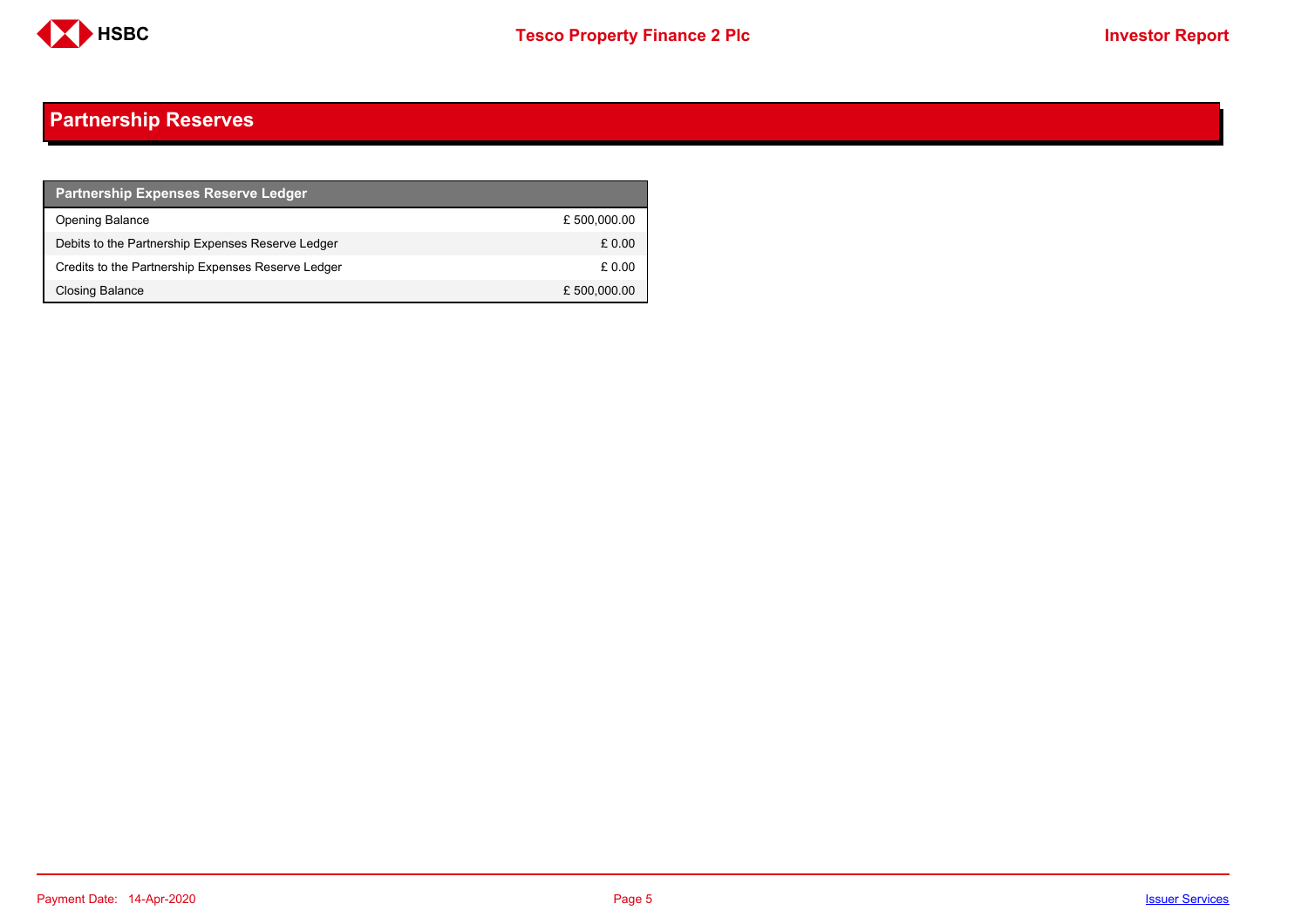## Partnership Reserves

| Partnership Expenses Reserve Ledger | |
|---|---|
| Opening Balance | £ 500,000.00 |
| Debits to the Partnership Expenses Reserve Ledger | £ 0.00 |
| Credits to the Partnership Expenses Reserve Ledger | £ 0.00 |
| Closing Balance | £ 500,000.00 |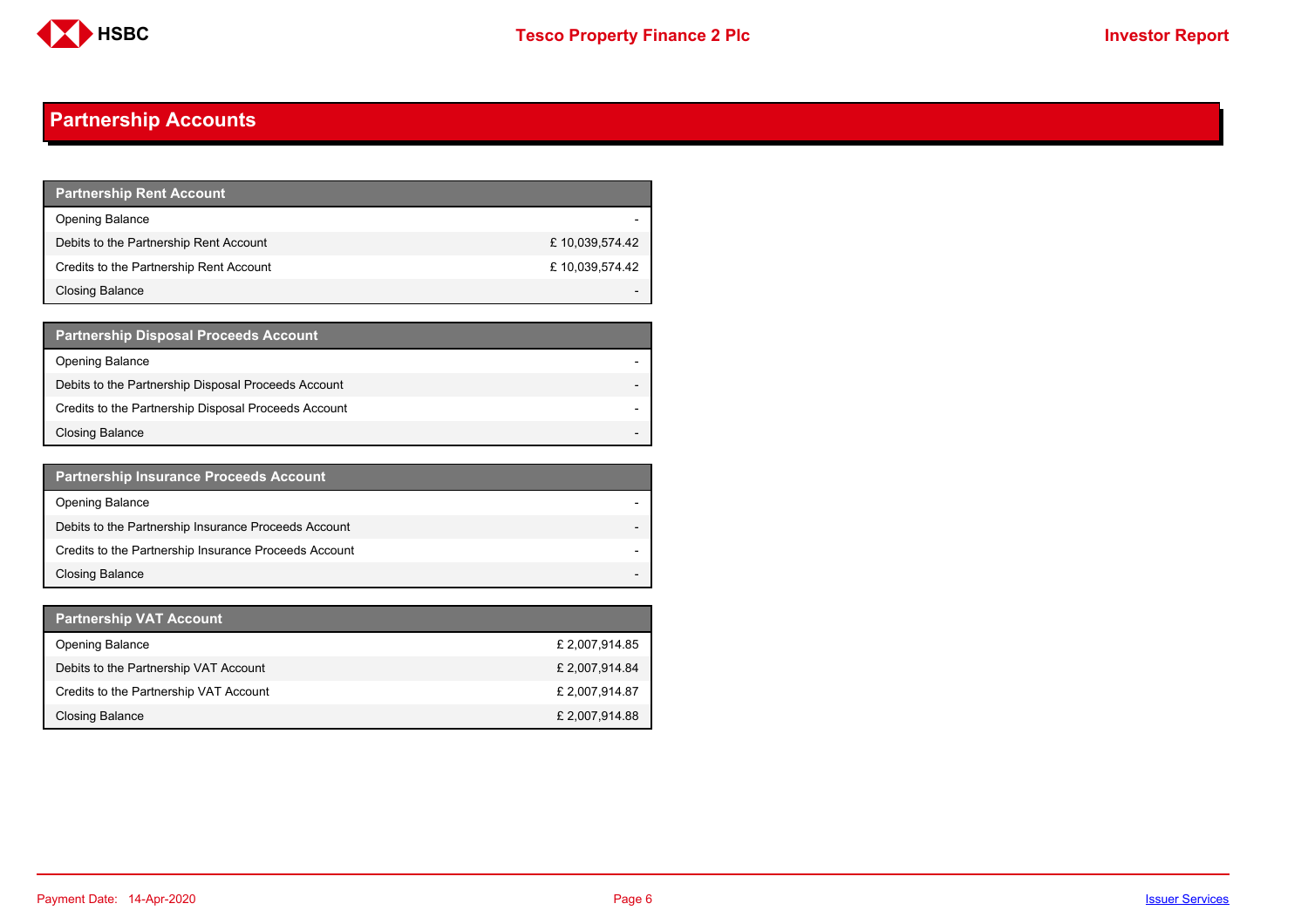## Partnership Accounts

| Partnership Rent Account | |
|---|---|
| Opening Balance | - |
| Debits to the Partnership Rent Account | £ 10,039,574.42 |
| Credits to the Partnership Rent Account | £ 10,039,574.42 |
| Closing Balance | - |

| Partnership Disposal Proceeds Account | |
|---|---|
| Opening Balance | - |
| Debits to the Partnership Disposal Proceeds Account | - |
| Credits to the Partnership Disposal Proceeds Account | - |
| Closing Balance | - |

| Partnership Insurance Proceeds Account | |
|---|---|
| Opening Balance | - |
| Debits to the Partnership Insurance Proceeds Account | - |
| Credits to the Partnership Insurance Proceeds Account | - |
| Closing Balance | - |

| Partnership VAT Account | |
|---|---|
| Opening Balance | £ 2,007,914.85 |
| Debits to the Partnership VAT Account | £ 2,007,914.84 |
| Credits to the Partnership VAT Account | £ 2,007,914.87 |
| Closing Balance | £ 2,007,914.88 |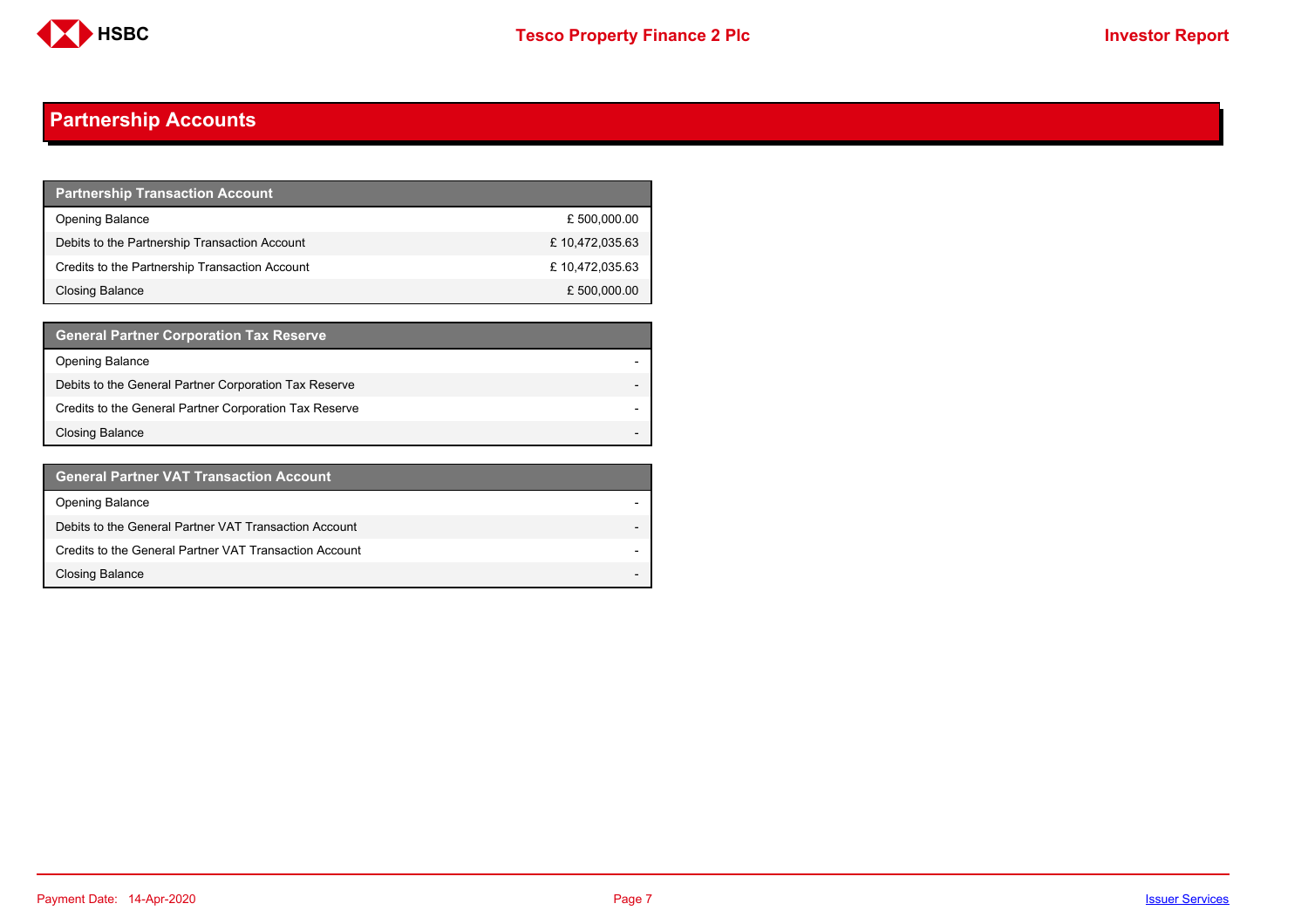# Partnership Accounts

| Partnership Transaction Account | |
|---|---|
| Opening Balance | £ 500,000.00 |
| Debits to the Partnership Transaction Account | £ 10,472,035.63 |
| Credits to the Partnership Transaction Account | £ 10,472,035.63 |
| Closing Balance | £ 500,000.00 |

| General Partner Corporation Tax Reserve | |
|---|---|
| Opening Balance | - |
| Debits to the General Partner Corporation Tax Reserve | - |
| Credits to the General Partner Corporation Tax Reserve | - |
| Closing Balance | - |

| General Partner VAT Transaction Account | |
|---|---|
| Opening Balance | - |
| Debits to the General Partner VAT Transaction Account | - |
| Credits to the General Partner VAT Transaction Account | - |
| Closing Balance | - |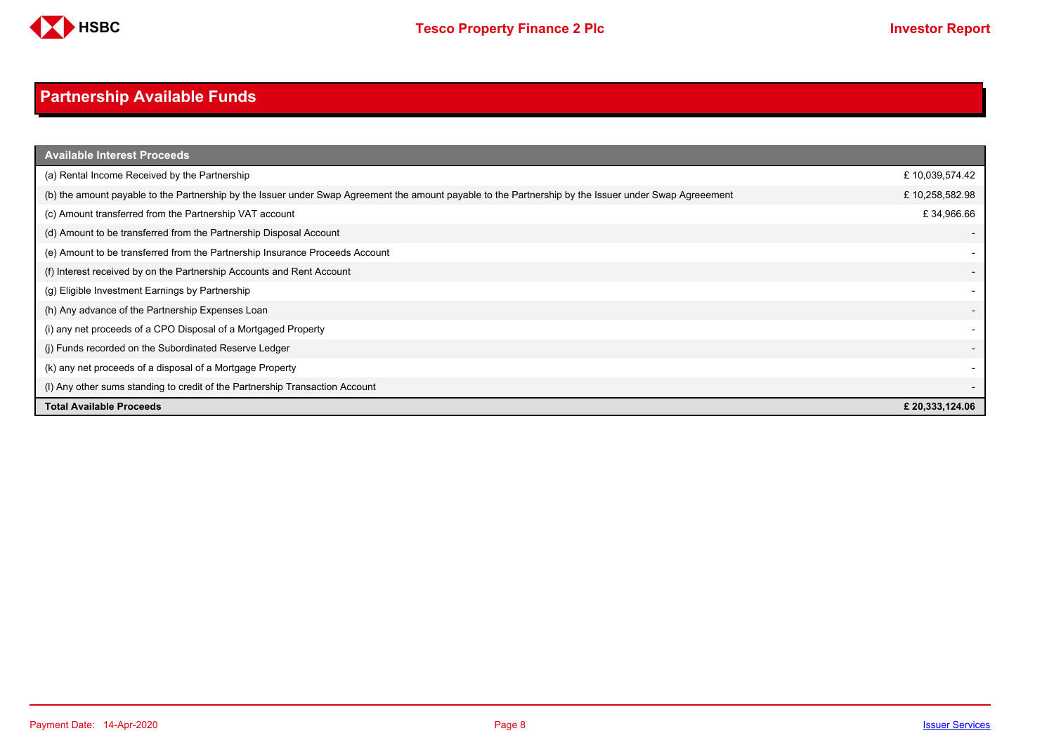# Partnership Available Funds

| Available Interest Proceeds | |
|---|---|
| (a) Rental Income Received by the Partnership | £ 10,039,574.42 |
| (b) the amount payable to the Partnership by the Issuer under Swap Agreement the amount payable to the Partnership by the Issuer under Swap Agreeement | £ 10,258,582.98 |
| (c) Amount transferred from the Partnership VAT account | £ 34,966.66 |
| (d) Amount to be transferred from the Partnership Disposal Account | - |
| (e) Amount to be transferred from the Partnership Insurance Proceeds Account | - |
| (f) Interest received by on the Partnership Accounts and Rent Account | - |
| (g) Eligible Investment Earnings by Partnership | - |
| (h) Any advance of the Partnership Expenses Loan | - |
| (i) any net proceeds of a CPO Disposal of a Mortgaged Property | - |
| (j) Funds recorded on the Subordinated Reserve Ledger | - |
| (k) any net proceeds of a disposal of a Mortgage Property | - |
| (l) Any other sums standing to credit of the Partnership Transaction Account | - |
| **Total Available Proceeds** | **£ 20,333,124.06** |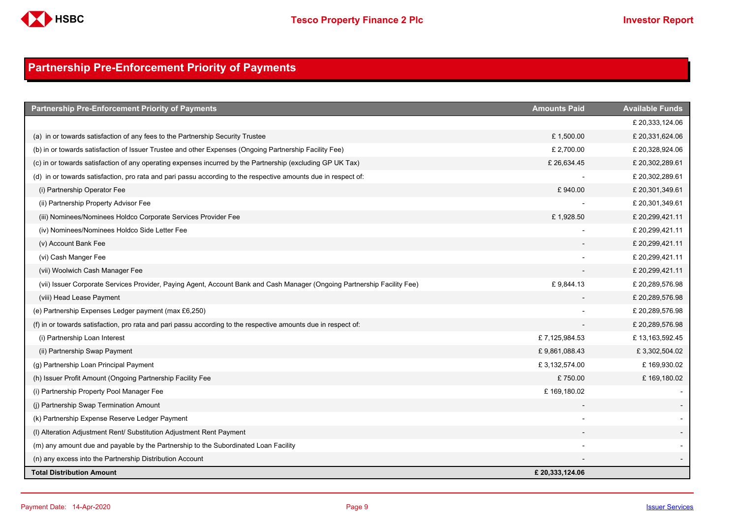# Partnership Pre-Enforcement Priority of Payments

| Partnership Pre-Enforcement Priority of Payments | Amounts Paid | Available Funds |
|---|---|---|
| | | £ 20,333,124.06 |
| (a) in or towards satisfaction of any fees to the Partnership Security Trustee | £ 1,500.00 | £ 20,331,624.06 |
| (b) in or towards satisfaction of Issuer Trustee and other Expenses (Ongoing Partnership Facility Fee) | £ 2,700.00 | £ 20,328,924.06 |
| (c) in or towards satisfaction of any operating expenses incurred by the Partnership (excluding GP UK Tax) | £ 26,634.45 | £ 20,302,289.61 |
| (d) in or towards satisfaction, pro rata and pari passu according to the respective amounts due in respect of: | - | £ 20,302,289.61 |
| (i) Partnership Operator Fee | £ 940.00 | £ 20,301,349.61 |
| (ii) Partnership Property Advisor Fee | - | £ 20,301,349.61 |
| (iii) Nominees/Nominees Holdco Corporate Services Provider Fee | £ 1,928.50 | £ 20,299,421.11 |
| (iv) Nominees/Nominees Holdco Side Letter Fee | - | £ 20,299,421.11 |
| (v) Account Bank Fee | - | £ 20,299,421.11 |
| (vi) Cash Manger Fee | - | £ 20,299,421.11 |
| (vii) Woolwich Cash Manager Fee | - | £ 20,299,421.11 |
| (vii) Issuer Corporate Services Provider, Paying Agent, Account Bank and Cash Manager (Ongoing Partnership Facility Fee) | £ 9,844.13 | £ 20,289,576.98 |
| (viii) Head Lease Payment | - | £ 20,289,576.98 |
| (e) Partnership Expenses Ledger payment (max £6,250) | - | £ 20,289,576.98 |
| (f) in or towards satisfaction, pro rata and pari passu according to the respective amounts due in respect of: | - | £ 20,289,576.98 |
| (i) Partnership Loan Interest | £ 7,125,984.53 | £ 13,163,592.45 |
| (ii) Partnership Swap Payment | £ 9,861,088.43 | £ 3,302,504.02 |
| (g) Partnership Loan Principal Payment | £ 3,132,574.00 | £ 169,930.02 |
| (h) Issuer Profit Amount (Ongoing Partnership Facility Fee | £ 750.00 | £ 169,180.02 |
| (i) Partnership Property Pool Manager Fee | £ 169,180.02 | - |
| (j) Partnership Swap Termination Amount | - | - |
| (k) Partnership Expense Reserve Ledger Payment | - | - |
| (l) Alteration Adjustment Rent/ Substitution Adjustment Rent Payment | - | - |
| (m) any amount due and payable by the Partnership to the Subordinated Loan Facility | - | - |
| (n) any excess into the Partnership Distribution Account | - | - |
| **Total Distribution Amount** | **£ 20,333,124.06** | |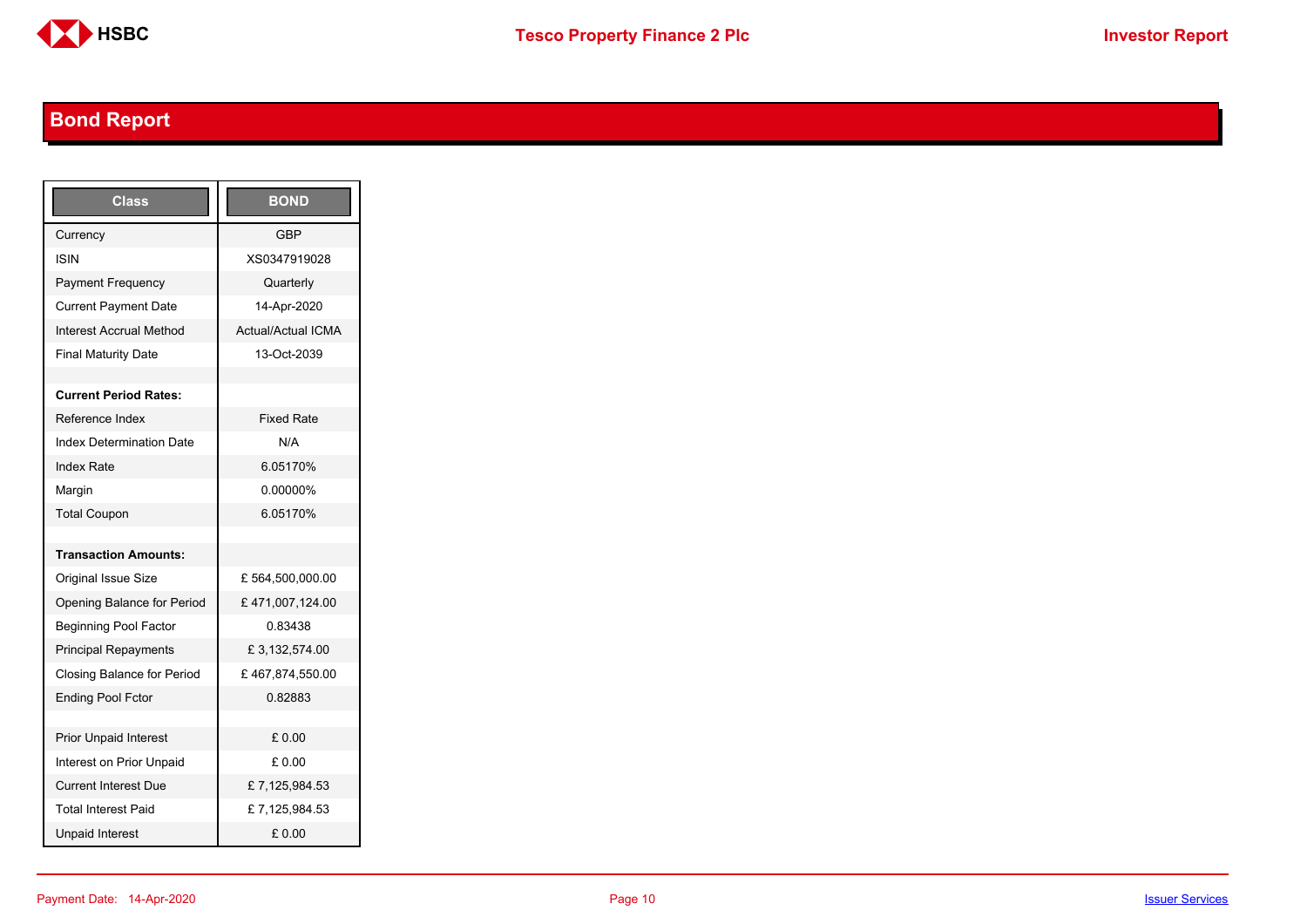# Bond Report

| Class | BOND |
|---|---|
| Currency | GBP |
| ISIN | XS0347919028 |
| Payment Frequency | Quarterly |
| Current Payment Date | 14-Apr-2020 |
| Interest Accrual Method | Actual/Actual ICMA |
| Final Maturity Date | 13-Oct-2039 |
| | |
| **Current Period Rates:** | |
| Reference Index | Fixed Rate |
| Index Determination Date | N/A |
| Index Rate | 6.05170% |
| Margin | 0.00000% |
| Total Coupon | 6.05170% |
| | |
| **Transaction Amounts:** | |
| Original Issue Size | £ 564,500,000.00 |
| Opening Balance for Period | £ 471,007,124.00 |
| Beginning Pool Factor | 0.83438 |
| Principal Repayments | £ 3,132,574.00 |
| Closing Balance for Period | £ 467,874,550.00 |
| Ending Pool Fctor | 0.82883 |
| | |
| Prior Unpaid Interest | £ 0.00 |
| Interest on Prior Unpaid | £ 0.00 |
| Current Interest Due | £ 7,125,984.53 |
| Total Interest Paid | £ 7,125,984.53 |
| Unpaid Interest | £ 0.00 |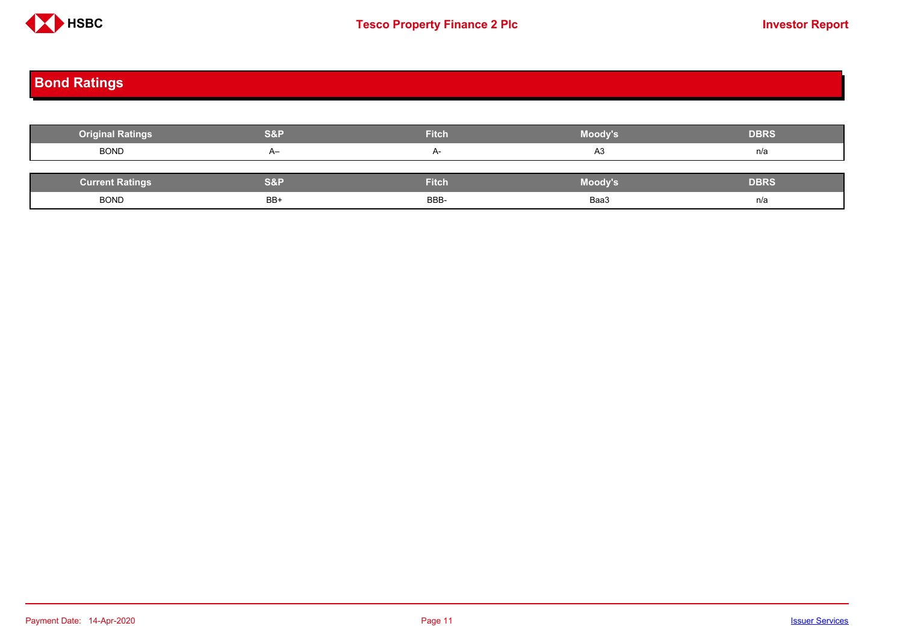## Bond Ratings

| Original Ratings | S&P | Fitch | Moody's | DBRS |
|---|---|---|---|---|
| BOND | A– | A- | A3 | n/a |

| Current Ratings | S&P | Fitch | Moody's | DBRS |
|---|---|---|---|---|
| BOND | BB+ | BBB- | Baa3 | n/a |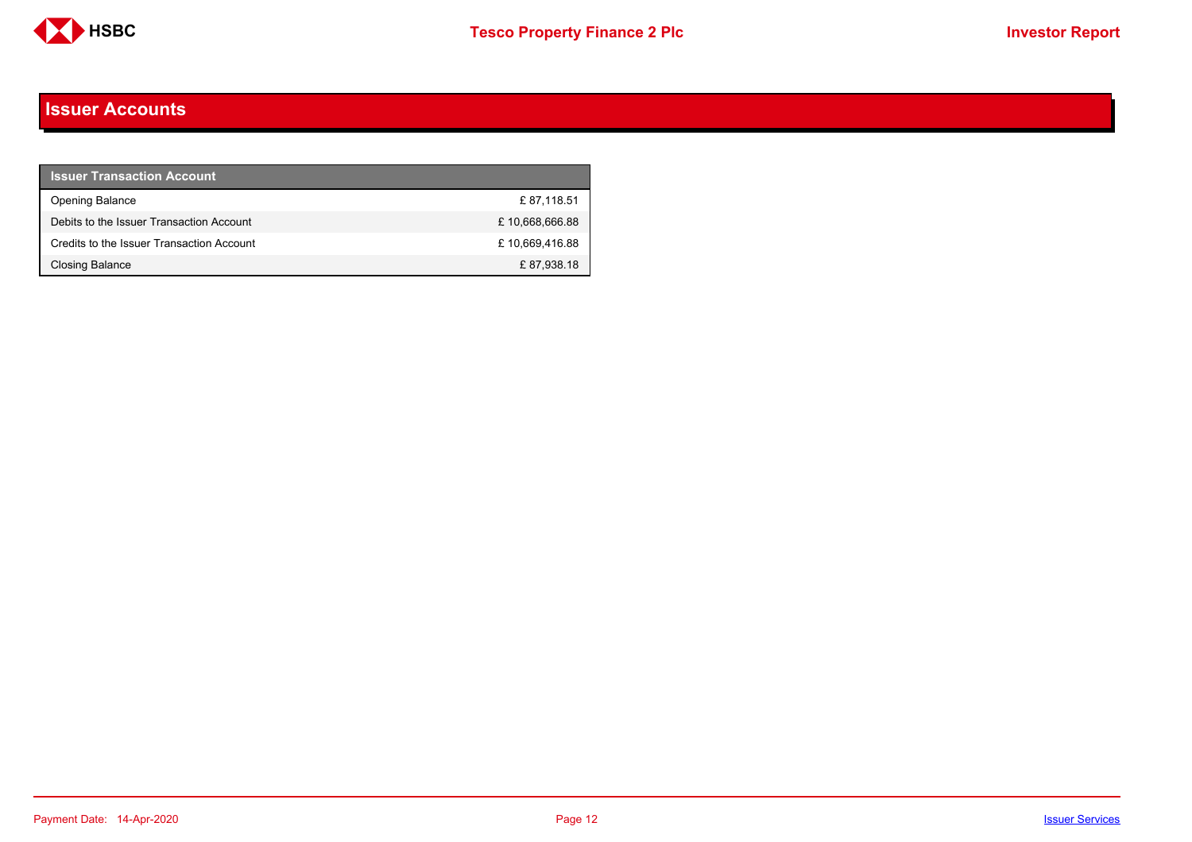# Issuer Accounts

| Issuer Transaction Account | |
|---|---|
| Opening Balance | £ 87,118.51 |
| Debits to the Issuer Transaction Account | £ 10,668,666.88 |
| Credits to the Issuer Transaction Account | £ 10,669,416.88 |
| Closing Balance | £ 87,938.18 |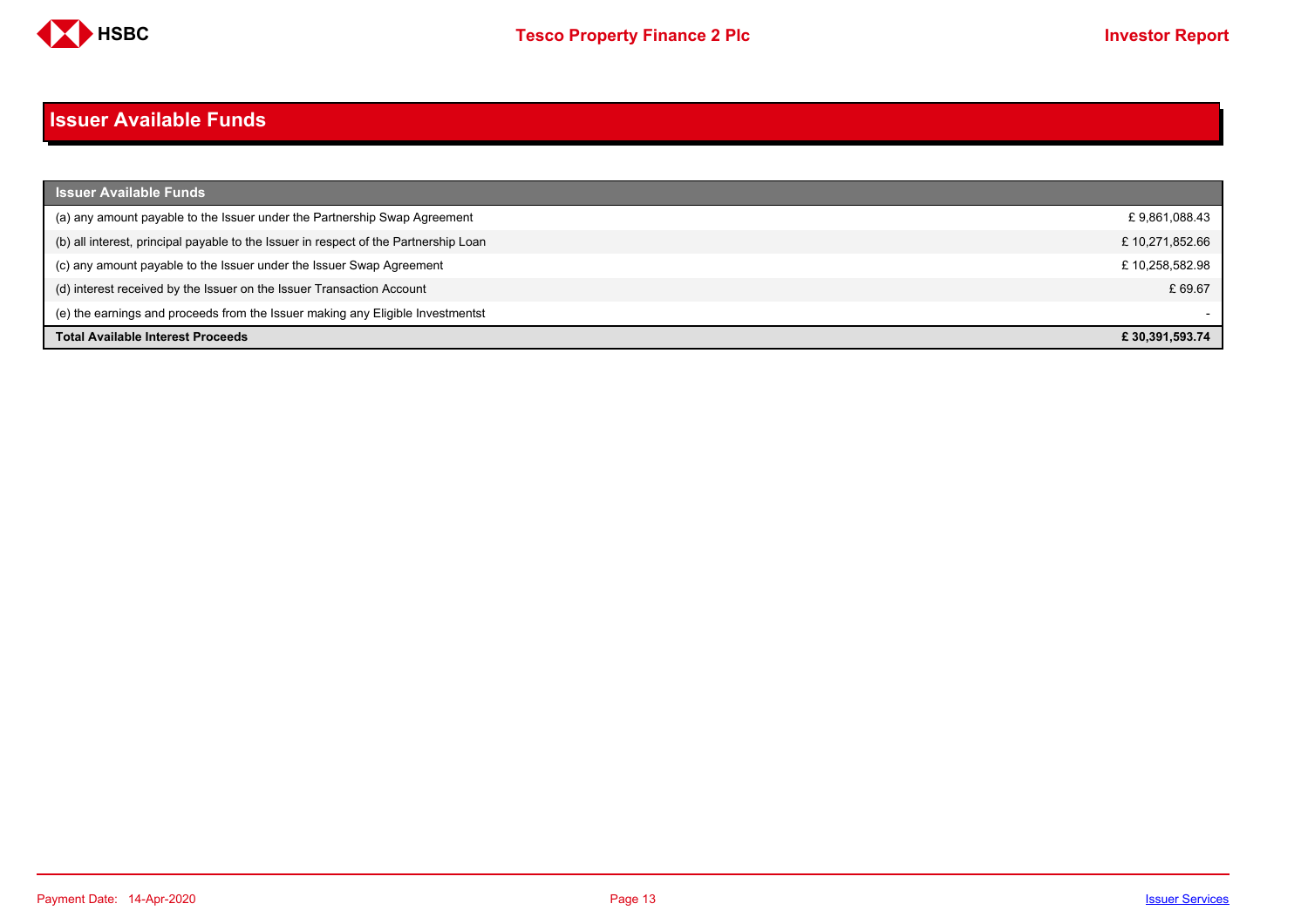# Issuer Available Funds

| Issuer Available Funds | |
|---|---|
| (a) any amount payable to the Issuer under the Partnership Swap Agreement | £ 9,861,088.43 |
| (b) all interest, principal payable to the Issuer in respect of the Partnership Loan | £ 10,271,852.66 |
| (c) any amount payable to the Issuer under the Issuer Swap Agreement | £ 10,258,582.98 |
| (d) interest received by the Issuer on the Issuer Transaction Account | £ 69.67 |
| (e) the earnings and proceeds from the Issuer making any Eligible Investmentst | - |
| **Total Available Interest Proceeds** | **£ 30,391,593.74** |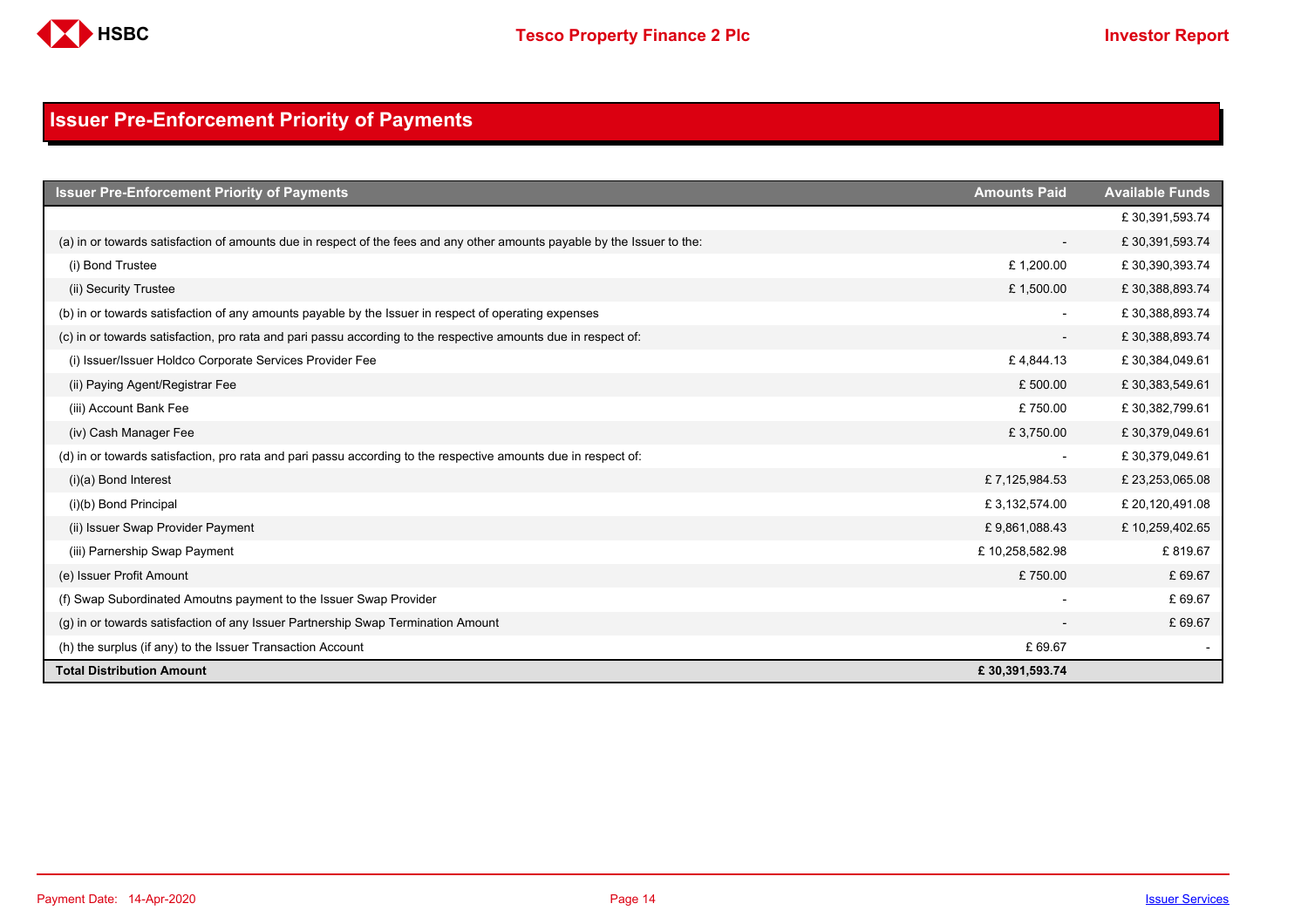# Issuer Pre-Enforcement Priority of Payments

| Issuer Pre-Enforcement Priority of Payments | Amounts Paid | Available Funds |
|---|---|---|
| | | £ 30,391,593.74 |
| (a) in or towards satisfaction of amounts due in respect of the fees and any other amounts payable by the Issuer to the: | - | £ 30,391,593.74 |
| (i) Bond Trustee | £ 1,200.00 | £ 30,390,393.74 |
| (ii) Security Trustee | £ 1,500.00 | £ 30,388,893.74 |
| (b) in or towards satisfaction of any amounts payable by the Issuer in respect of operating expenses | - | £ 30,388,893.74 |
| (c) in or towards satisfaction, pro rata and pari passu according to the respective amounts due in respect of: | - | £ 30,388,893.74 |
| (i) Issuer/Issuer Holdco Corporate Services Provider Fee | £ 4,844.13 | £ 30,384,049.61 |
| (ii) Paying Agent/Registrar Fee | £ 500.00 | £ 30,383,549.61 |
| (iii) Account Bank Fee | £ 750.00 | £ 30,382,799.61 |
| (iv) Cash Manager Fee | £ 3,750.00 | £ 30,379,049.61 |
| (d) in or towards satisfaction, pro rata and pari passu according to the respective amounts due in respect of: | - | £ 30,379,049.61 |
| (i)(a) Bond Interest | £ 7,125,984.53 | £ 23,253,065.08 |
| (i)(b) Bond Principal | £ 3,132,574.00 | £ 20,120,491.08 |
| (ii) Issuer Swap Provider Payment | £ 9,861,088.43 | £ 10,259,402.65 |
| (iii) Parnership Swap Payment | £ 10,258,582.98 | £ 819.67 |
| (e) Issuer Profit Amount | £ 750.00 | £ 69.67 |
| (f) Swap Subordinated Amoutns payment to the Issuer Swap Provider | - | £ 69.67 |
| (g) in or towards satisfaction of any Issuer Partnership Swap Termination Amount | - | £ 69.67 |
| (h) the surplus (if any) to the Issuer Transaction Account | £ 69.67 | - |
| **Total Distribution Amount** | **£ 30,391,593.74** | |

Payment Date: 14-Apr-2020

Issuer Services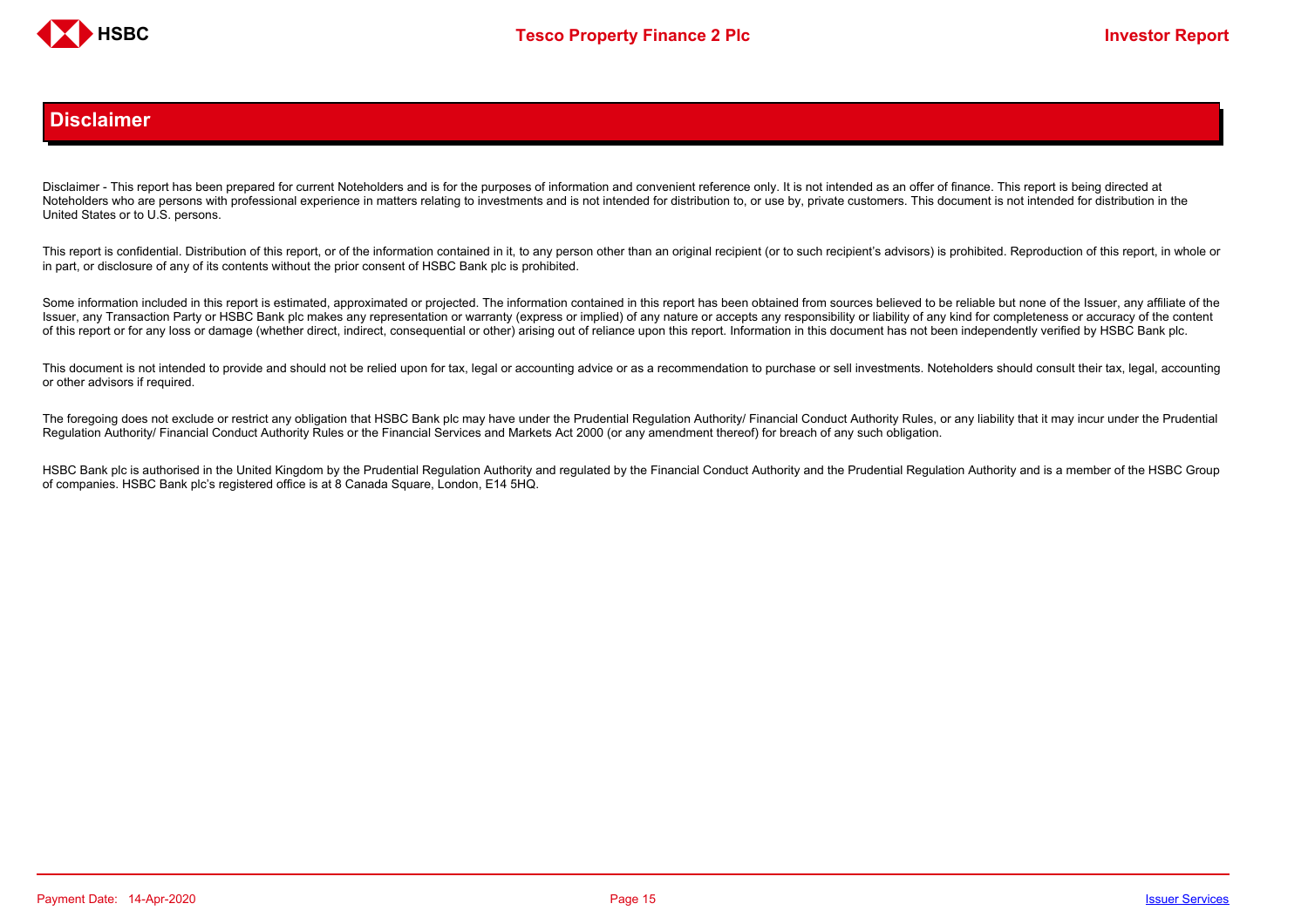## Disclaimer

Disclaimer - This report has been prepared for current Noteholders and is for the purposes of information and convenient reference only. It is not intended as an offer of finance. This report is being directed at Noteholders who are persons with professional experience in matters relating to investments and is not intended for distribution to, or use by, private customers. This document is not intended for distribution in the United States or to U.S. persons.

This report is confidential. Distribution of this report, or of the information contained in it, to any person other than an original recipient (or to such recipient's advisors) is prohibited. Reproduction of this report, in whole or in part, or disclosure of any of its contents without the prior consent of HSBC Bank plc is prohibited.

Some information included in this report is estimated, approximated or projected. The information contained in this report has been obtained from sources believed to be reliable but none of the Issuer, any affiliate of the Issuer, any Transaction Party or HSBC Bank plc makes any representation or warranty (express or implied) of any nature or accepts any responsibility or liability of any kind for completeness or accuracy of the content of this report or for any loss or damage (whether direct, indirect, consequential or other) arising out of reliance upon this report. Information in this document has not been independently verified by HSBC Bank plc.

This document is not intended to provide and should not be relied upon for tax, legal or accounting advice or as a recommendation to purchase or sell investments. Noteholders should consult their tax, legal, accounting or other advisors if required.

The foregoing does not exclude or restrict any obligation that HSBC Bank plc may have under the Prudential Regulation Authority/ Financial Conduct Authority Rules, or any liability that it may incur under the Prudential Regulation Authority/ Financial Conduct Authority Rules or the Financial Services and Markets Act 2000 (or any amendment thereof) for breach of any such obligation.

HSBC Bank plc is authorised in the United Kingdom by the Prudential Regulation Authority and regulated by the Financial Conduct Authority and the Prudential Regulation Authority and is a member of the HSBC Group of companies. HSBC Bank plc's registered office is at 8 Canada Square, London, E14 5HQ.